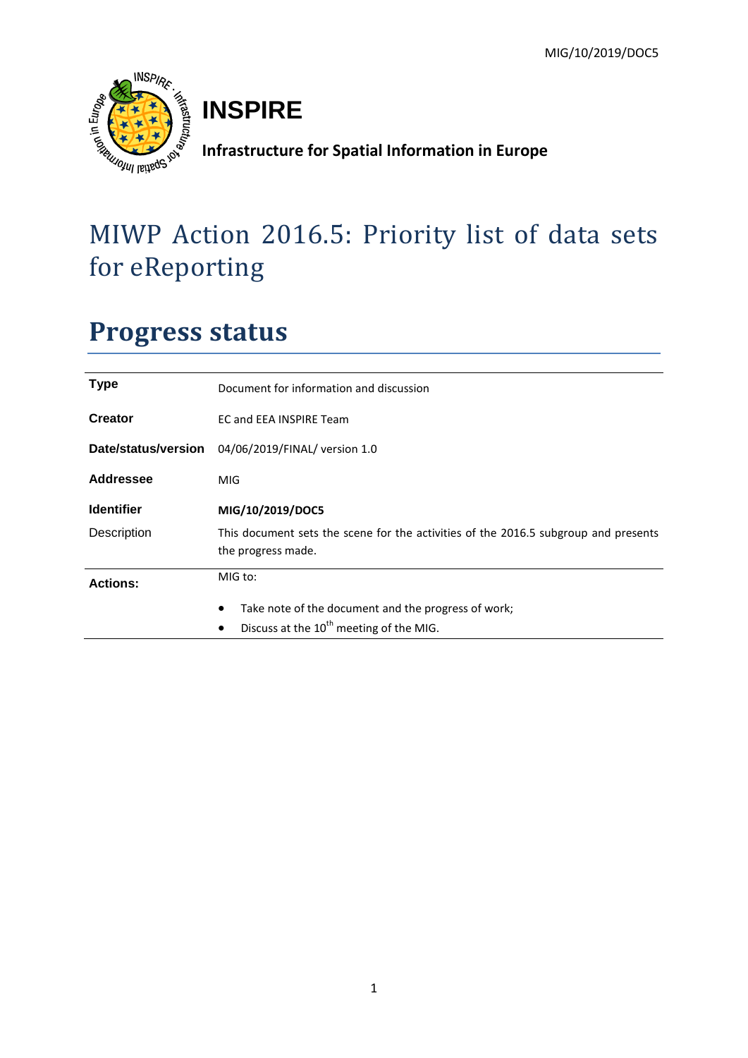# INSPIRE

**Infrastructure for Spatial Information in Europe**

# MIWP Action 2016.5: Priority list of data sets for eReporting

## Progress status

| | |
|---|---|
| **Type** | Document for information and discussion |
| **Creator** | EC and EEA INSPIRE Team |
| **Date/status/version** | 04/06/2019/FINAL/ version 1.0 |
| **Addressee** | MIG |
| **Identifier** | **MIG/10/2019/DOC5** |
| Description | This document sets the scene for the activities of the 2016.5 subgroup and presents the progress made. |
| **Actions:** | MIG to:<br>• Take note of the document and the progress of work;<br>• Discuss at the 10th meeting of the MIG. |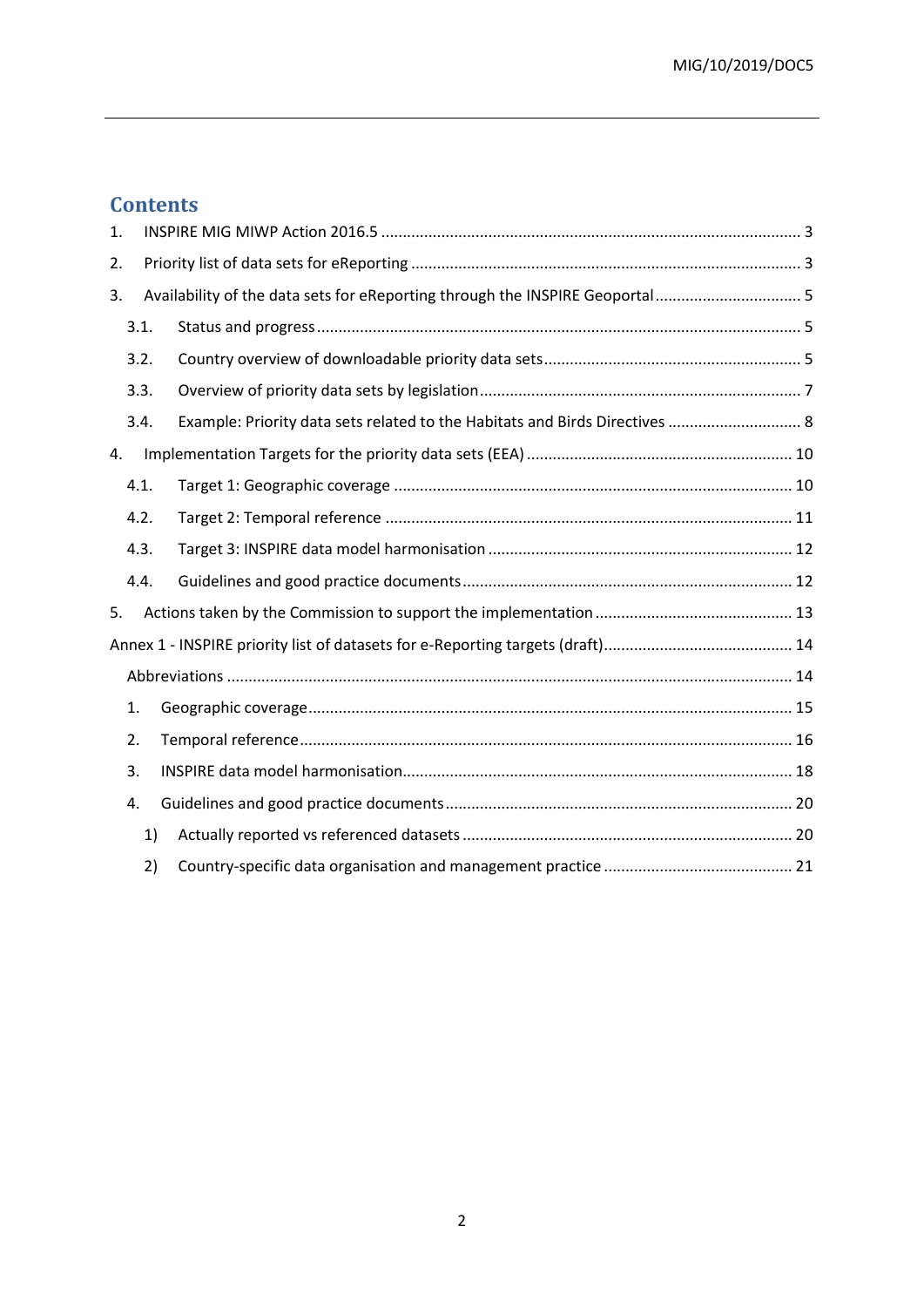## Contents

1. INSPIRE MIG MIWP Action 2016.5 ..... 3
2. Priority list of data sets for eReporting ..... 3
3. Availability of the data sets for eReporting through the INSPIRE Geoportal ..... 5
   - 3.1. Status and progress ..... 5
   - 3.2. Country overview of downloadable priority data sets ..... 5
   - 3.3. Overview of priority data sets by legislation ..... 7
   - 3.4. Example: Priority data sets related to the Habitats and Birds Directives ..... 8
4. Implementation Targets for the priority data sets (EEA) ..... 10
   - 4.1. Target 1: Geographic coverage ..... 10
   - 4.2. Target 2: Temporal reference ..... 11
   - 4.3. Target 3: INSPIRE data model harmonisation ..... 12
   - 4.4. Guidelines and good practice documents ..... 12
5. Actions taken by the Commission to support the implementation ..... 13

Annex 1 - INSPIRE priority list of datasets for e-Reporting targets (draft) ..... 14

- Abbreviations ..... 14
- 1. Geographic coverage ..... 15
- 2. Temporal reference ..... 16
- 3. INSPIRE data model harmonisation ..... 18
- 4. Guidelines and good practice documents ..... 20
  - 1) Actually reported vs referenced datasets ..... 20
  - 2) Country-specific data organisation and management practice ..... 21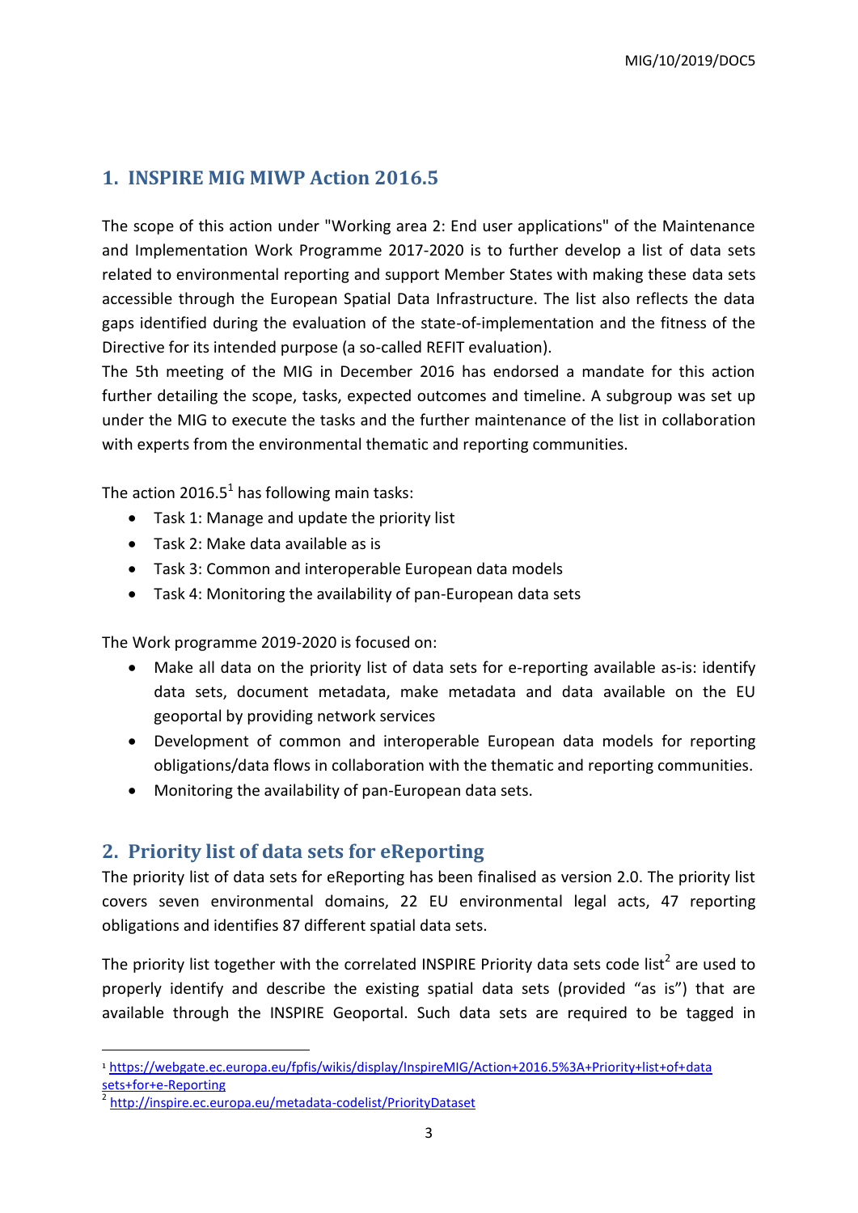## 1. INSPIRE MIG MIWP Action 2016.5

The scope of this action under "Working area 2: End user applications" of the Maintenance and Implementation Work Programme 2017-2020 is to further develop a list of data sets related to environmental reporting and support Member States with making these data sets accessible through the European Spatial Data Infrastructure. The list also reflects the data gaps identified during the evaluation of the state-of-implementation and the fitness of the Directive for its intended purpose (a so-called REFIT evaluation).

The 5th meeting of the MIG in December 2016 has endorsed a mandate for this action further detailing the scope, tasks, expected outcomes and timeline. A subgroup was set up under the MIG to execute the tasks and the further maintenance of the list in collaboration with experts from the environmental thematic and reporting communities.

The action 2016.5[1] has following main tasks:

- Task 1: Manage and update the priority list
- Task 2: Make data available as is
- Task 3: Common and interoperable European data models
- Task 4: Monitoring the availability of pan-European data sets

The Work programme 2019-2020 is focused on:

- Make all data on the priority list of data sets for e-reporting available as-is: identify data sets, document metadata, make metadata and data available on the EU geoportal by providing network services
- Development of common and interoperable European data models for reporting obligations/data flows in collaboration with the thematic and reporting communities.
- Monitoring the availability of pan-European data sets.

## 2. Priority list of data sets for eReporting

The priority list of data sets for eReporting has been finalised as version 2.0. The priority list covers seven environmental domains, 22 EU environmental legal acts, 47 reporting obligations and identifies 87 different spatial data sets.

The priority list together with the correlated INSPIRE Priority data sets code list[2] are used to properly identify and describe the existing spatial data sets (provided "as is") that are available through the INSPIRE Geoportal. Such data sets are required to be tagged in

---

[1] https://webgate.ec.europa.eu/fpfis/wikis/display/InspireMIG/Action+2016.5%3A+Priority+list+of+data sets+for+e-Reporting

[2] http://inspire.ec.europa.eu/metadata-codelist/PriorityDataset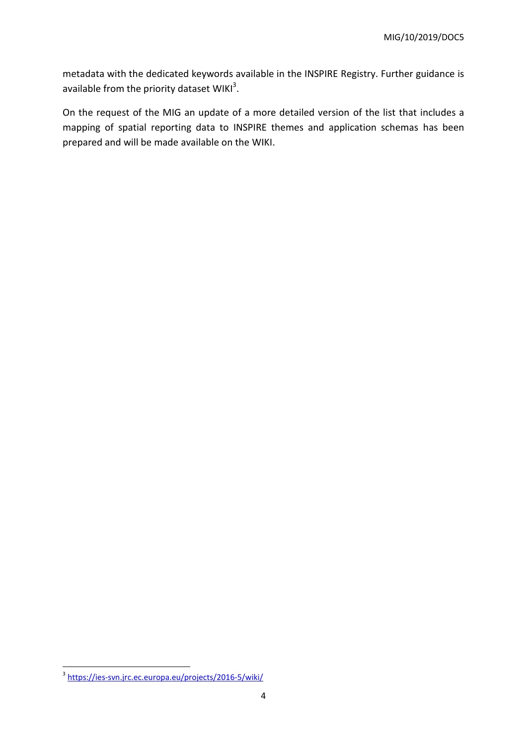metadata with the dedicated keywords available in the INSPIRE Registry. Further guidance is available from the priority dataset WIKI[3].

On the request of the MIG an update of a more detailed version of the list that includes a mapping of spatial reporting data to INSPIRE themes and application schemas has been prepared and will be made available on the WIKI.

[3] https://ies-svn.jrc.ec.europa.eu/projects/2016-5/wiki/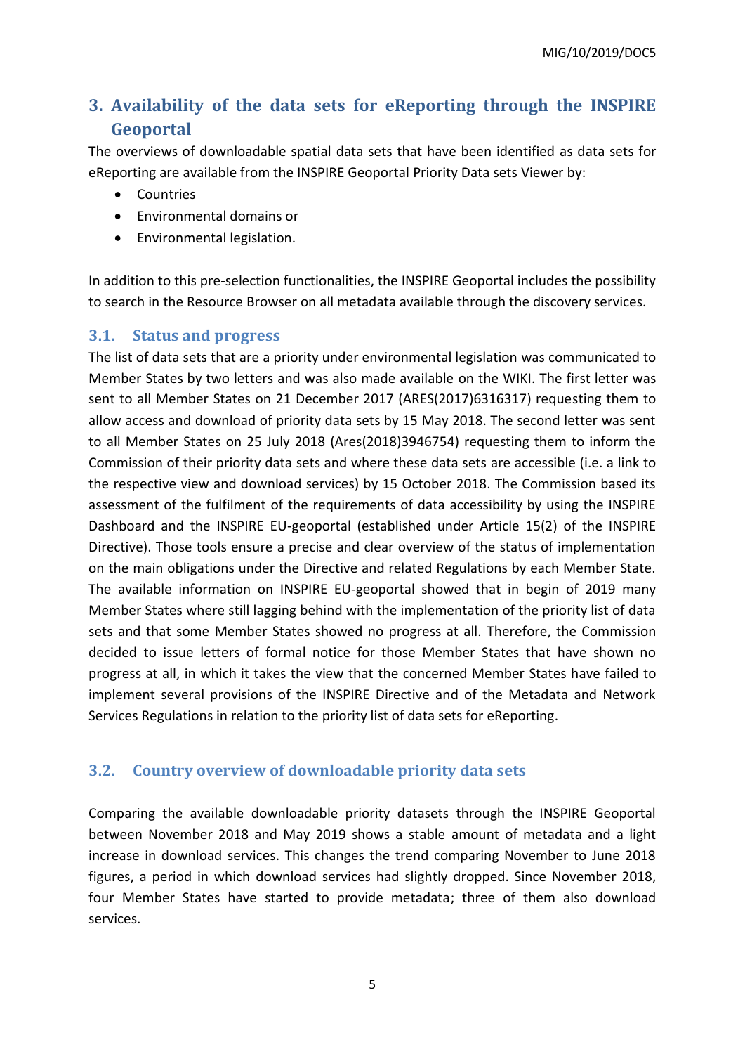# 3. Availability of the data sets for eReporting through the INSPIRE Geoportal

The overviews of downloadable spatial data sets that have been identified as data sets for eReporting are available from the INSPIRE Geoportal Priority Data sets Viewer by:

- Countries
- Environmental domains or
- Environmental legislation.

In addition to this pre-selection functionalities, the INSPIRE Geoportal includes the possibility to search in the Resource Browser on all metadata available through the discovery services.

## 3.1. Status and progress

The list of data sets that are a priority under environmental legislation was communicated to Member States by two letters and was also made available on the WIKI. The first letter was sent to all Member States on 21 December 2017 (ARES(2017)6316317) requesting them to allow access and download of priority data sets by 15 May 2018. The second letter was sent to all Member States on 25 July 2018 (Ares(2018)3946754) requesting them to inform the Commission of their priority data sets and where these data sets are accessible (i.e. a link to the respective view and download services) by 15 October 2018. The Commission based its assessment of the fulfilment of the requirements of data accessibility by using the INSPIRE Dashboard and the INSPIRE EU-geoportal (established under Article 15(2) of the INSPIRE Directive). Those tools ensure a precise and clear overview of the status of implementation on the main obligations under the Directive and related Regulations by each Member State. The available information on INSPIRE EU-geoportal showed that in begin of 2019 many Member States where still lagging behind with the implementation of the priority list of data sets and that some Member States showed no progress at all. Therefore, the Commission decided to issue letters of formal notice for those Member States that have shown no progress at all, in which it takes the view that the concerned Member States have failed to implement several provisions of the INSPIRE Directive and of the Metadata and Network Services Regulations in relation to the priority list of data sets for eReporting.

## 3.2. Country overview of downloadable priority data sets

Comparing the available downloadable priority datasets through the INSPIRE Geoportal between November 2018 and May 2019 shows a stable amount of metadata and a light increase in download services. This changes the trend comparing November to June 2018 figures, a period in which download services had slightly dropped. Since November 2018, four Member States have started to provide metadata; three of them also download services.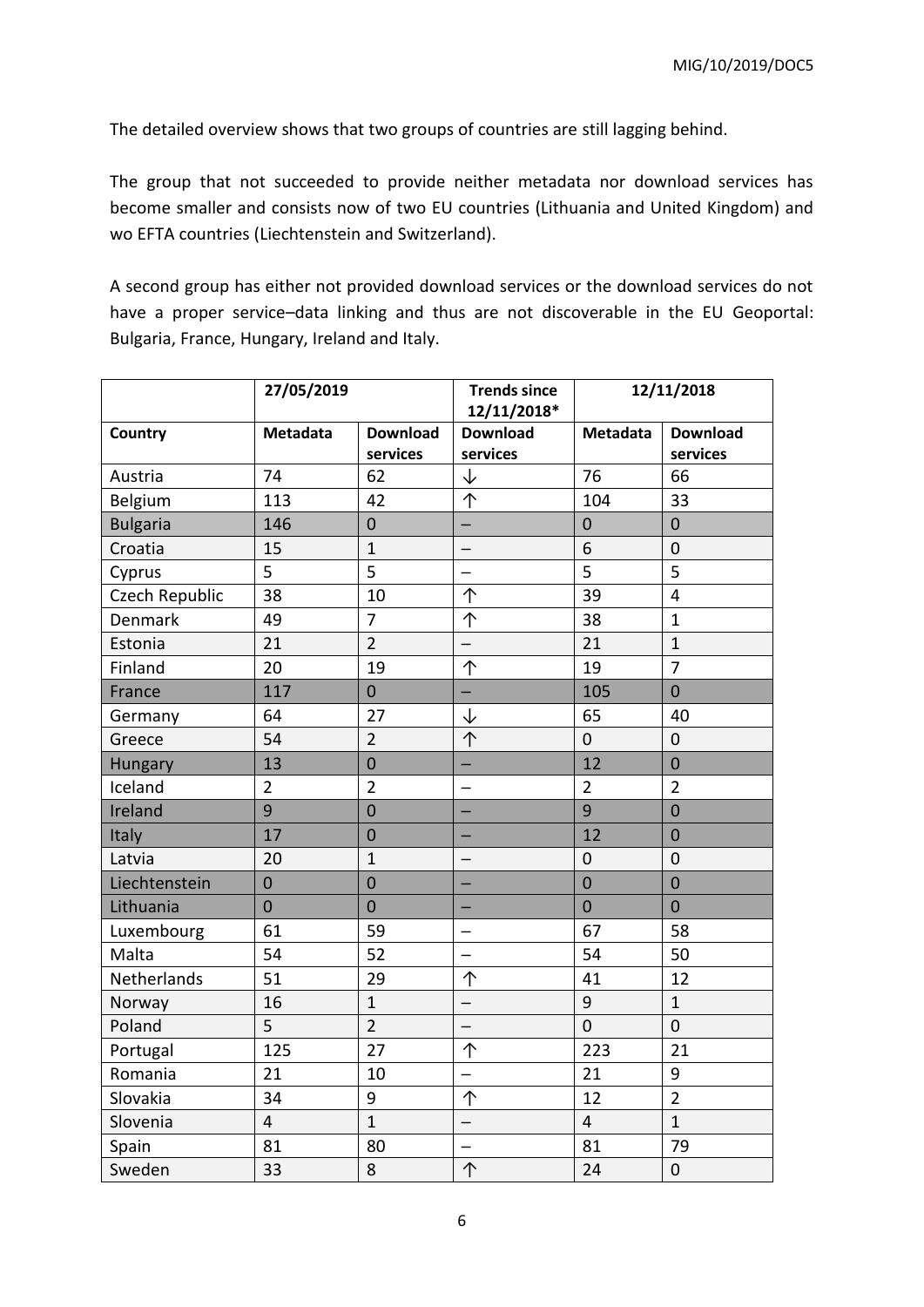The detailed overview shows that two groups of countries are still lagging behind.

The group that not succeeded to provide neither metadata nor download services has become smaller and consists now of two EU countries (Lithuania and United Kingdom) and wo EFTA countries (Liechtenstein and Switzerland).

A second group has either not provided download services or the download services do not have a proper service–data linking and thus are not discoverable in the EU Geoportal: Bulgaria, France, Hungary, Ireland and Italy.

| | 27/05/2019 | | Trends since 12/11/2018* | 12/11/2018 | |
|---|---|---|---|---|---|
| **Country** | **Metadata** | **Download services** | **Download services** | **Metadata** | **Download services** |
| Austria | 74 | 62 | ↓ | 76 | 66 |
| Belgium | 113 | 42 | ↑ | 104 | 33 |
| Bulgaria | 146 | 0 | – | 0 | 0 |
| Croatia | 15 | 1 | – | 6 | 0 |
| Cyprus | 5 | 5 | – | 5 | 5 |
| Czech Republic | 38 | 10 | ↑ | 39 | 4 |
| Denmark | 49 | 7 | ↑ | 38 | 1 |
| Estonia | 21 | 2 | – | 21 | 1 |
| Finland | 20 | 19 | ↑ | 19 | 7 |
| France | 117 | 0 | – | 105 | 0 |
| Germany | 64 | 27 | ↓ | 65 | 40 |
| Greece | 54 | 2 | ↑ | 0 | 0 |
| Hungary | 13 | 0 | – | 12 | 0 |
| Iceland | 2 | 2 | – | 2 | 2 |
| Ireland | 9 | 0 | – | 9 | 0 |
| Italy | 17 | 0 | – | 12 | 0 |
| Latvia | 20 | 1 | – | 0 | 0 |
| Liechtenstein | 0 | 0 | – | 0 | 0 |
| Lithuania | 0 | 0 | – | 0 | 0 |
| Luxembourg | 61 | 59 | – | 67 | 58 |
| Malta | 54 | 52 | – | 54 | 50 |
| Netherlands | 51 | 29 | ↑ | 41 | 12 |
| Norway | 16 | 1 | – | 9 | 1 |
| Poland | 5 | 2 | – | 0 | 0 |
| Portugal | 125 | 27 | ↑ | 223 | 21 |
| Romania | 21 | 10 | – | 21 | 9 |
| Slovakia | 34 | 9 | ↑ | 12 | 2 |
| Slovenia | 4 | 1 | – | 4 | 1 |
| Spain | 81 | 80 | – | 81 | 79 |
| Sweden | 33 | 8 | ↑ | 24 | 0 |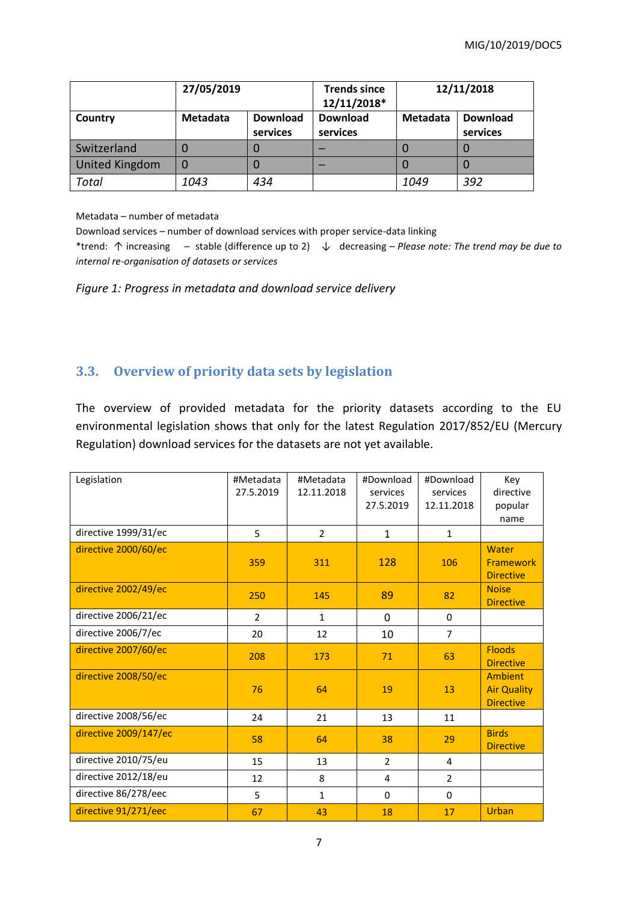| | 27/05/2019 | | Trends since 12/11/2018* | 12/11/2018 | |
|---|---|---|---|---|---|
| **Country** | **Metadata** | **Download services** | **Download services** | **Metadata** | **Download services** |
| Switzerland | 0 | 0 | – | 0 | 0 |
| United Kingdom | 0 | 0 | – | 0 | 0 |
| *Total* | *1043* | *434* | | *1049* | *392* |

Metadata – number of metadata

Download services – number of download services with proper service-data linking

*trend: ↑ increasing – stable (difference up to 2) ↓ decreasing – *Please note: The trend may be due to internal re-organisation of datasets or services*

*Figure 1: Progress in metadata and download service delivery*

## 3.3. Overview of priority data sets by legislation

The overview of provided metadata for the priority datasets according to the EU environmental legislation shows that only for the latest Regulation 2017/852/EU (Mercury Regulation) download services for the datasets are not yet available.

| Legislation | #Metadata 27.5.2019 | #Metadata 12.11.2018 | #Download services 27.5.2019 | #Download services 12.11.2018 | Key directive popular name |
|---|---|---|---|---|---|
| directive 1999/31/ec | 5 | 2 | 1 | 1 | |
| directive 2000/60/ec | 359 | 311 | 128 | 106 | Water Framework Directive |
| directive 2002/49/ec | 250 | 145 | 89 | 82 | Noise Directive |
| directive 2006/21/ec | 2 | 1 | 0 | 0 | |
| directive 2006/7/ec | 20 | 12 | 10 | 7 | |
| directive 2007/60/ec | 208 | 173 | 71 | 63 | Floods Directive |
| directive 2008/50/ec | 76 | 64 | 19 | 13 | Ambient Air Quality Directive |
| directive 2008/56/ec | 24 | 21 | 13 | 11 | |
| directive 2009/147/ec | 58 | 64 | 38 | 29 | Birds Directive |
| directive 2010/75/eu | 15 | 13 | 2 | 4 | |
| directive 2012/18/eu | 12 | 8 | 4 | 2 | |
| directive 86/278/eec | 5 | 1 | 0 | 0 | |
| directive 91/271/eec | 67 | 43 | 18 | 17 | Urban |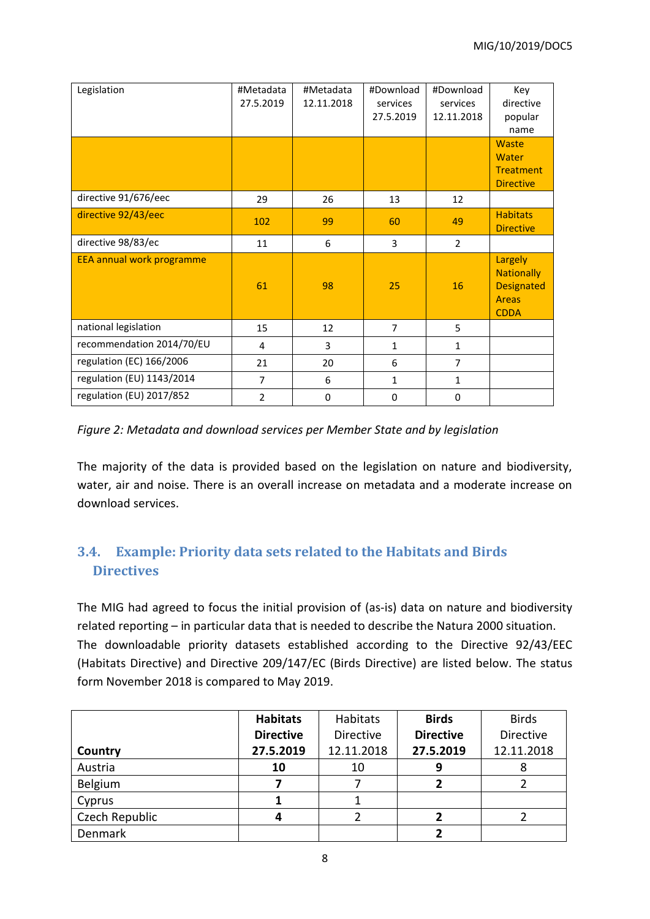| Legislation | #Metadata 27.5.2019 | #Metadata 12.11.2018 | #Download services 27.5.2019 | #Download services 12.11.2018 | Key directive popular name |
|---|---|---|---|---|---|
| | | | | | Waste Water Treatment Directive |
| directive 91/676/eec | 29 | 26 | 13 | 12 | |
| directive 92/43/eec | 102 | 99 | 60 | 49 | Habitats Directive |
| directive 98/83/ec | 11 | 6 | 3 | 2 | |
| EEA annual work programme | 61 | 98 | 25 | 16 | Largely Nationally Designated Areas CDDA |
| national legislation | 15 | 12 | 7 | 5 | |
| recommendation 2014/70/EU | 4 | 3 | 1 | 1 | |
| regulation (EC) 166/2006 | 21 | 20 | 6 | 7 | |
| regulation (EU) 1143/2014 | 7 | 6 | 1 | 1 | |
| regulation (EU) 2017/852 | 2 | 0 | 0 | 0 | |

*Figure 2: Metadata and download services per Member State and by legislation*

The majority of the data is provided based on the legislation on nature and biodiversity, water, air and noise. There is an overall increase on metadata and a moderate increase on download services.

### 3.4. Example: Priority data sets related to the Habitats and Birds Directives

The MIG had agreed to focus the initial provision of (as-is) data on nature and biodiversity related reporting – in particular data that is needed to describe the Natura 2000 situation. The downloadable priority datasets established according to the Directive 92/43/EEC (Habitats Directive) and Directive 209/147/EC (Birds Directive) are listed below. The status form November 2018 is compared to May 2019.

| **Country** | **Habitats Directive 27.5.2019** | Habitats Directive 12.11.2018 | **Birds Directive 27.5.2019** | Birds Directive 12.11.2018 |
|---|---|---|---|---|
| Austria | **10** | 10 | **9** | 8 |
| Belgium | **7** | 7 | **2** | 2 |
| Cyprus | **1** | 1 | | |
| Czech Republic | **4** | 2 | **2** | 2 |
| Denmark | | | **2** | |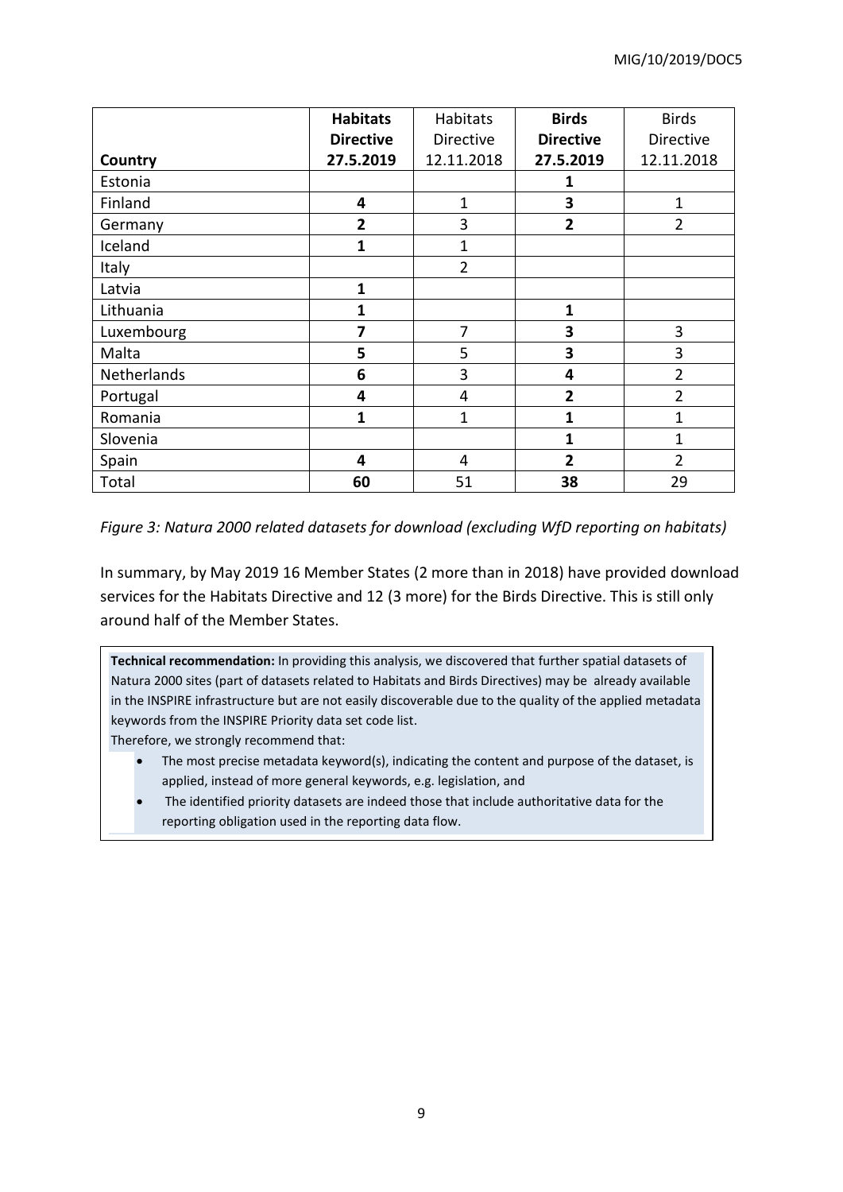| Country | **Habitats Directive 27.5.2019** | Habitats Directive 12.11.2018 | **Birds Directive 27.5.2019** | Birds Directive 12.11.2018 |
|---|---|---|---|---|
| Estonia | | | **1** | |
| Finland | **4** | 1 | **3** | 1 |
| Germany | **2** | 3 | **2** | 2 |
| Iceland | **1** | 1 | | |
| Italy | | 2 | | |
| Latvia | **1** | | | |
| Lithuania | **1** | | **1** | |
| Luxembourg | **7** | 7 | **3** | 3 |
| Malta | **5** | 5 | **3** | 3 |
| Netherlands | **6** | 3 | **4** | 2 |
| Portugal | **4** | 4 | **2** | 2 |
| Romania | **1** | 1 | **1** | 1 |
| Slovenia | | | **1** | 1 |
| Spain | **4** | 4 | **2** | 2 |
| Total | **60** | 51 | **38** | 29 |

*Figure 3: Natura 2000 related datasets for download (excluding WfD reporting on habitats)*

In summary, by May 2019 16 Member States (2 more than in 2018) have provided download services for the Habitats Directive and 12 (3 more) for the Birds Directive. This is still only around half of the Member States.

**Technical recommendation:** In providing this analysis, we discovered that further spatial datasets of Natura 2000 sites (part of datasets related to Habitats and Birds Directives) may be already available in the INSPIRE infrastructure but are not easily discoverable due to the quality of the applied metadata keywords from the INSPIRE Priority data set code list.

Therefore, we strongly recommend that:

- The most precise metadata keyword(s), indicating the content and purpose of the dataset, is applied, instead of more general keywords, e.g. legislation, and
- The identified priority datasets are indeed those that include authoritative data for the reporting obligation used in the reporting data flow.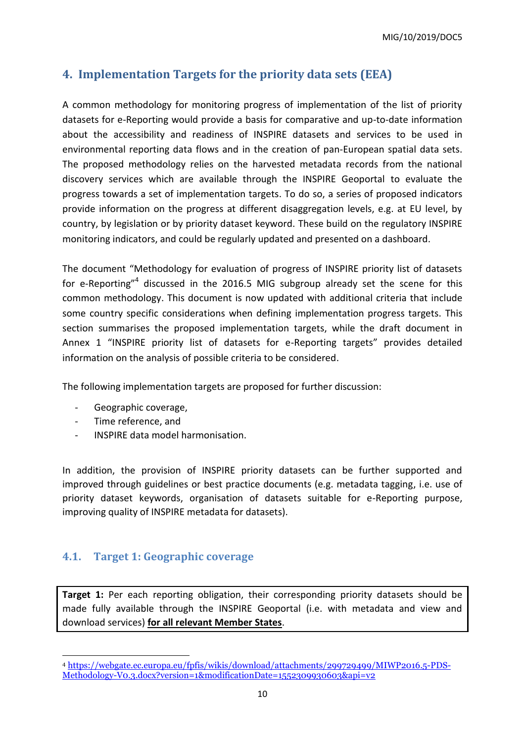## 4. Implementation Targets for the priority data sets (EEA)

A common methodology for monitoring progress of implementation of the list of priority datasets for e-Reporting would provide a basis for comparative and up-to-date information about the accessibility and readiness of INSPIRE datasets and services to be used in environmental reporting data flows and in the creation of pan-European spatial data sets. The proposed methodology relies on the harvested metadata records from the national discovery services which are available through the INSPIRE Geoportal to evaluate the progress towards a set of implementation targets. To do so, a series of proposed indicators provide information on the progress at different disaggregation levels, e.g. at EU level, by country, by legislation or by priority dataset keyword. These build on the regulatory INSPIRE monitoring indicators, and could be regularly updated and presented on a dashboard.

The document "Methodology for evaluation of progress of INSPIRE priority list of datasets for e-Reporting"[4] discussed in the 2016.5 MIG subgroup already set the scene for this common methodology. This document is now updated with additional criteria that include some country specific considerations when defining implementation progress targets. This section summarises the proposed implementation targets, while the draft document in Annex 1 "INSPIRE priority list of datasets for e-Reporting targets" provides detailed information on the analysis of possible criteria to be considered.

The following implementation targets are proposed for further discussion:

- Geographic coverage,
- Time reference, and
- INSPIRE data model harmonisation.

In addition, the provision of INSPIRE priority datasets can be further supported and improved through guidelines or best practice documents (e.g. metadata tagging, i.e. use of priority dataset keywords, organisation of datasets suitable for e-Reporting purpose, improving quality of INSPIRE metadata for datasets).

### 4.1. Target 1: Geographic coverage

**Target 1:** Per each reporting obligation, their corresponding priority datasets should be made fully available through the INSPIRE Geoportal (i.e. with metadata and view and download services) **for all relevant Member States**.

---

[4] https://webgate.ec.europa.eu/fpfis/wikis/download/attachments/299729499/MIWP2016.5-PDS-Methodology-V0.3.docx?version=1&modificationDate=1552309930603&api=v2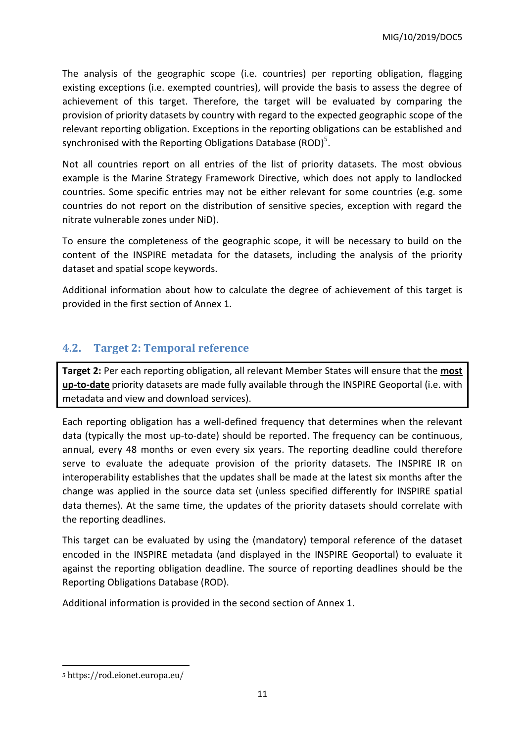The analysis of the geographic scope (i.e. countries) per reporting obligation, flagging existing exceptions (i.e. exempted countries), will provide the basis to assess the degree of achievement of this target. Therefore, the target will be evaluated by comparing the provision of priority datasets by country with regard to the expected geographic scope of the relevant reporting obligation. Exceptions in the reporting obligations can be established and synchronised with the Reporting Obligations Database (ROD)[5].

Not all countries report on all entries of the list of priority datasets. The most obvious example is the Marine Strategy Framework Directive, which does not apply to landlocked countries. Some specific entries may not be either relevant for some countries (e.g. some countries do not report on the distribution of sensitive species, exception with regard the nitrate vulnerable zones under NiD).

To ensure the completeness of the geographic scope, it will be necessary to build on the content of the INSPIRE metadata for the datasets, including the analysis of the priority dataset and spatial scope keywords.

Additional information about how to calculate the degree of achievement of this target is provided in the first section of Annex 1.

## 4.2. Target 2: Temporal reference

**Target 2:** Per each reporting obligation, all relevant Member States will ensure that the **most up-to-date** priority datasets are made fully available through the INSPIRE Geoportal (i.e. with metadata and view and download services).

Each reporting obligation has a well-defined frequency that determines when the relevant data (typically the most up-to-date) should be reported. The frequency can be continuous, annual, every 48 months or even every six years. The reporting deadline could therefore serve to evaluate the adequate provision of the priority datasets. The INSPIRE IR on interoperability establishes that the updates shall be made at the latest six months after the change was applied in the source data set (unless specified differently for INSPIRE spatial data themes). At the same time, the updates of the priority datasets should correlate with the reporting deadlines.

This target can be evaluated by using the (mandatory) temporal reference of the dataset encoded in the INSPIRE metadata (and displayed in the INSPIRE Geoportal) to evaluate it against the reporting obligation deadline. The source of reporting deadlines should be the Reporting Obligations Database (ROD).

Additional information is provided in the second section of Annex 1.

[5] https://rod.eionet.europa.eu/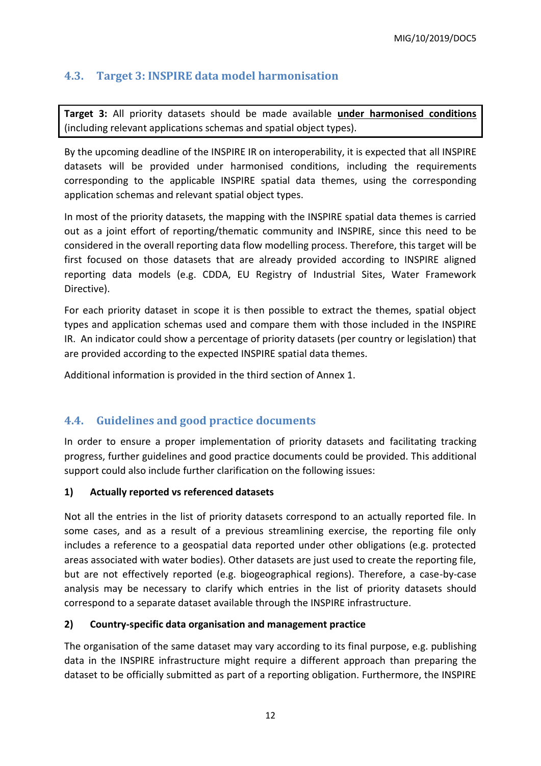## 4.3. Target 3: INSPIRE data model harmonisation

**Target 3:** All priority datasets should be made available **under harmonised conditions** (including relevant applications schemas and spatial object types).

By the upcoming deadline of the INSPIRE IR on interoperability, it is expected that all INSPIRE datasets will be provided under harmonised conditions, including the requirements corresponding to the applicable INSPIRE spatial data themes, using the corresponding application schemas and relevant spatial object types.

In most of the priority datasets, the mapping with the INSPIRE spatial data themes is carried out as a joint effort of reporting/thematic community and INSPIRE, since this need to be considered in the overall reporting data flow modelling process. Therefore, this target will be first focused on those datasets that are already provided according to INSPIRE aligned reporting data models (e.g. CDDA, EU Registry of Industrial Sites, Water Framework Directive).

For each priority dataset in scope it is then possible to extract the themes, spatial object types and application schemas used and compare them with those included in the INSPIRE IR. An indicator could show a percentage of priority datasets (per country or legislation) that are provided according to the expected INSPIRE spatial data themes.

Additional information is provided in the third section of Annex 1.

## 4.4. Guidelines and good practice documents

In order to ensure a proper implementation of priority datasets and facilitating tracking progress, further guidelines and good practice documents could be provided. This additional support could also include further clarification on the following issues:

### 1) Actually reported vs referenced datasets

Not all the entries in the list of priority datasets correspond to an actually reported file. In some cases, and as a result of a previous streamlining exercise, the reporting file only includes a reference to a geospatial data reported under other obligations (e.g. protected areas associated with water bodies). Other datasets are just used to create the reporting file, but are not effectively reported (e.g. biogeographical regions). Therefore, a case-by-case analysis may be necessary to clarify which entries in the list of priority datasets should correspond to a separate dataset available through the INSPIRE infrastructure.

### 2) Country-specific data organisation and management practice

The organisation of the same dataset may vary according to its final purpose, e.g. publishing data in the INSPIRE infrastructure might require a different approach than preparing the dataset to be officially submitted as part of a reporting obligation. Furthermore, the INSPIRE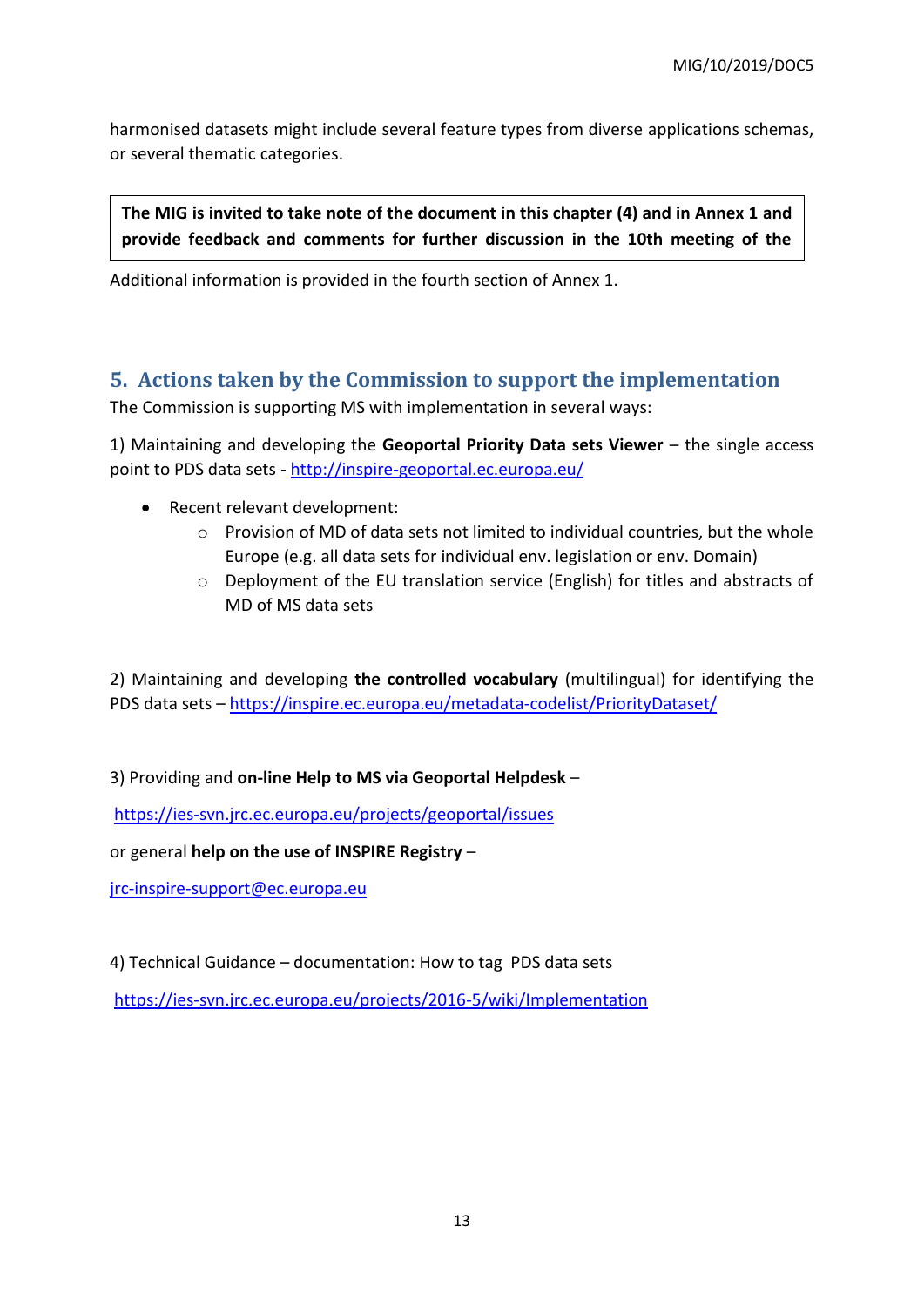harmonised datasets might include several feature types from diverse applications schemas, or several thematic categories.

**The MIG is invited to take note of the document in this chapter (4) and in Annex 1 and provide feedback and comments for further discussion in the 10th meeting of the**

Additional information is provided in the fourth section of Annex 1.

## 5. Actions taken by the Commission to support the implementation

The Commission is supporting MS with implementation in several ways:

1) Maintaining and developing the **Geoportal Priority Data sets Viewer** – the single access point to PDS data sets - http://inspire-geoportal.ec.europa.eu/

- Recent relevant development:
  - Provision of MD of data sets not limited to individual countries, but the whole Europe (e.g. all data sets for individual env. legislation or env. Domain)
  - Deployment of the EU translation service (English) for titles and abstracts of MD of MS data sets

2) Maintaining and developing **the controlled vocabulary** (multilingual) for identifying the PDS data sets – https://inspire.ec.europa.eu/metadata-codelist/PriorityDataset/

3) Providing and **on-line Help to MS via Geoportal Helpdesk** –

https://ies-svn.jrc.ec.europa.eu/projects/geoportal/issues

or general **help on the use of INSPIRE Registry** –

jrc-inspire-support@ec.europa.eu

4) Technical Guidance – documentation: How to tag PDS data sets

https://ies-svn.jrc.ec.europa.eu/projects/2016-5/wiki/Implementation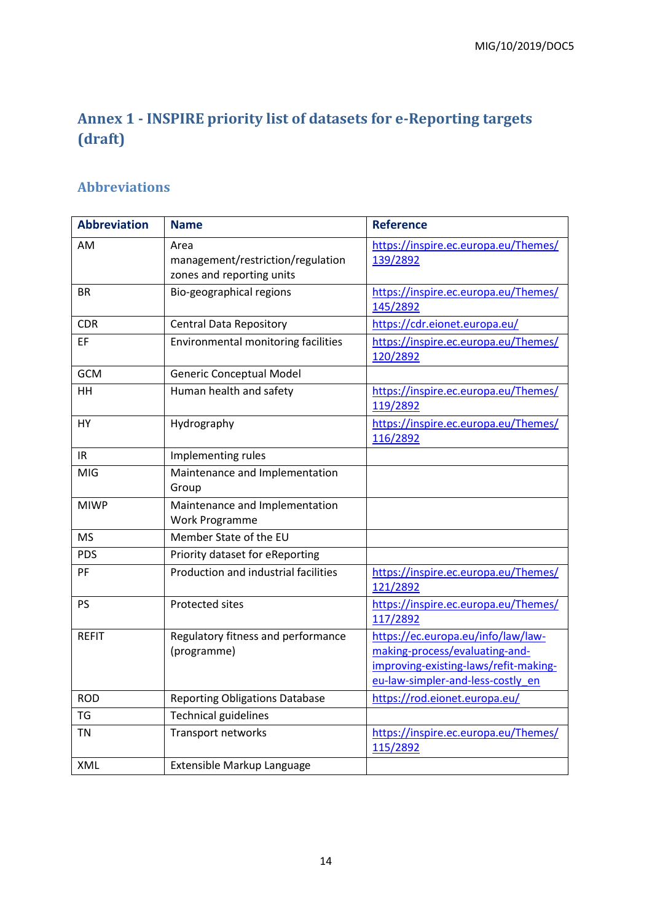# Annex 1 - INSPIRE priority list of datasets for e-Reporting targets (draft)

## Abbreviations

| Abbreviation | Name | Reference |
| --- | --- | --- |
| AM | Area management/restriction/regulation zones and reporting units | https://inspire.ec.europa.eu/Themes/139/2892 |
| BR | Bio-geographical regions | https://inspire.ec.europa.eu/Themes/145/2892 |
| CDR | Central Data Repository | https://cdr.eionet.europa.eu/ |
| EF | Environmental monitoring facilities | https://inspire.ec.europa.eu/Themes/120/2892 |
| GCM | Generic Conceptual Model | |
| HH | Human health and safety | https://inspire.ec.europa.eu/Themes/119/2892 |
| HY | Hydrography | https://inspire.ec.europa.eu/Themes/116/2892 |
| IR | Implementing rules | |
| MIG | Maintenance and Implementation Group | |
| MIWP | Maintenance and Implementation Work Programme | |
| MS | Member State of the EU | |
| PDS | Priority dataset for eReporting | |
| PF | Production and industrial facilities | https://inspire.ec.europa.eu/Themes/121/2892 |
| PS | Protected sites | https://inspire.ec.europa.eu/Themes/117/2892 |
| REFIT | Regulatory fitness and performance (programme) | https://ec.europa.eu/info/law/law-making-process/evaluating-and-improving-existing-laws/refit-making-eu-law-simpler-and-less-costly_en |
| ROD | Reporting Obligations Database | https://rod.eionet.europa.eu/ |
| TG | Technical guidelines | |
| TN | Transport networks | https://inspire.ec.europa.eu/Themes/115/2892 |
| XML | Extensible Markup Language | |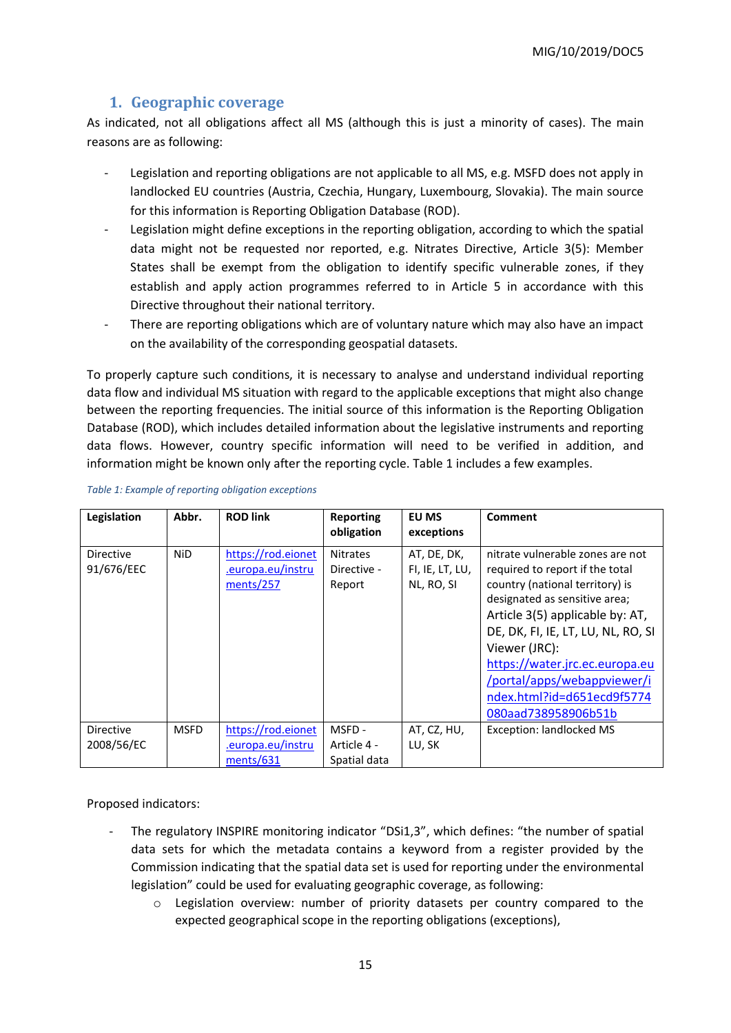## 1. Geographic coverage

As indicated, not all obligations affect all MS (although this is just a minority of cases). The main reasons are as following:

- Legislation and reporting obligations are not applicable to all MS, e.g. MSFD does not apply in landlocked EU countries (Austria, Czechia, Hungary, Luxembourg, Slovakia). The main source for this information is Reporting Obligation Database (ROD).
- Legislation might define exceptions in the reporting obligation, according to which the spatial data might not be requested nor reported, e.g. Nitrates Directive, Article 3(5): Member States shall be exempt from the obligation to identify specific vulnerable zones, if they establish and apply action programmes referred to in Article 5 in accordance with this Directive throughout their national territory.
- There are reporting obligations which are of voluntary nature which may also have an impact on the availability of the corresponding geospatial datasets.

To properly capture such conditions, it is necessary to analyse and understand individual reporting data flow and individual MS situation with regard to the applicable exceptions that might also change between the reporting frequencies. The initial source of this information is the Reporting Obligation Database (ROD), which includes detailed information about the legislative instruments and reporting data flows. However, country specific information will need to be verified in addition, and information might be known only after the reporting cycle. Table 1 includes a few examples.

*Table 1: Example of reporting obligation exceptions*

| Legislation | Abbr. | ROD link | Reporting obligation | EU MS exceptions | Comment |
|---|---|---|---|---|---|
| Directive 91/676/EEC | NiD | https://rod.eionet.europa.eu/instruments/257 | Nitrates Directive - Report | AT, DE, DK, FI, IE, LT, LU, NL, RO, SI | nitrate vulnerable zones are not required to report if the total country (national territory) is designated as sensitive area; Article 3(5) applicable by: AT, DE, DK, FI, IE, LT, LU, NL, RO, SI Viewer (JRC): https://water.jrc.ec.europa.eu/portal/apps/webappviewer/index.html?id=d651ecd9f5774080aad738958906b51b |
| Directive 2008/56/EC | MSFD | https://rod.eionet.europa.eu/instruments/631 | MSFD - Article 4 - Spatial data | AT, CZ, HU, LU, SK | Exception: landlocked MS |

Proposed indicators:

- The regulatory INSPIRE monitoring indicator “DSi1,3”, which defines: “the number of spatial data sets for which the metadata contains a keyword from a register provided by the Commission indicating that the spatial data set is used for reporting under the environmental legislation” could be used for evaluating geographic coverage, as following:
    - Legislation overview: number of priority datasets per country compared to the expected geographical scope in the reporting obligations (exceptions),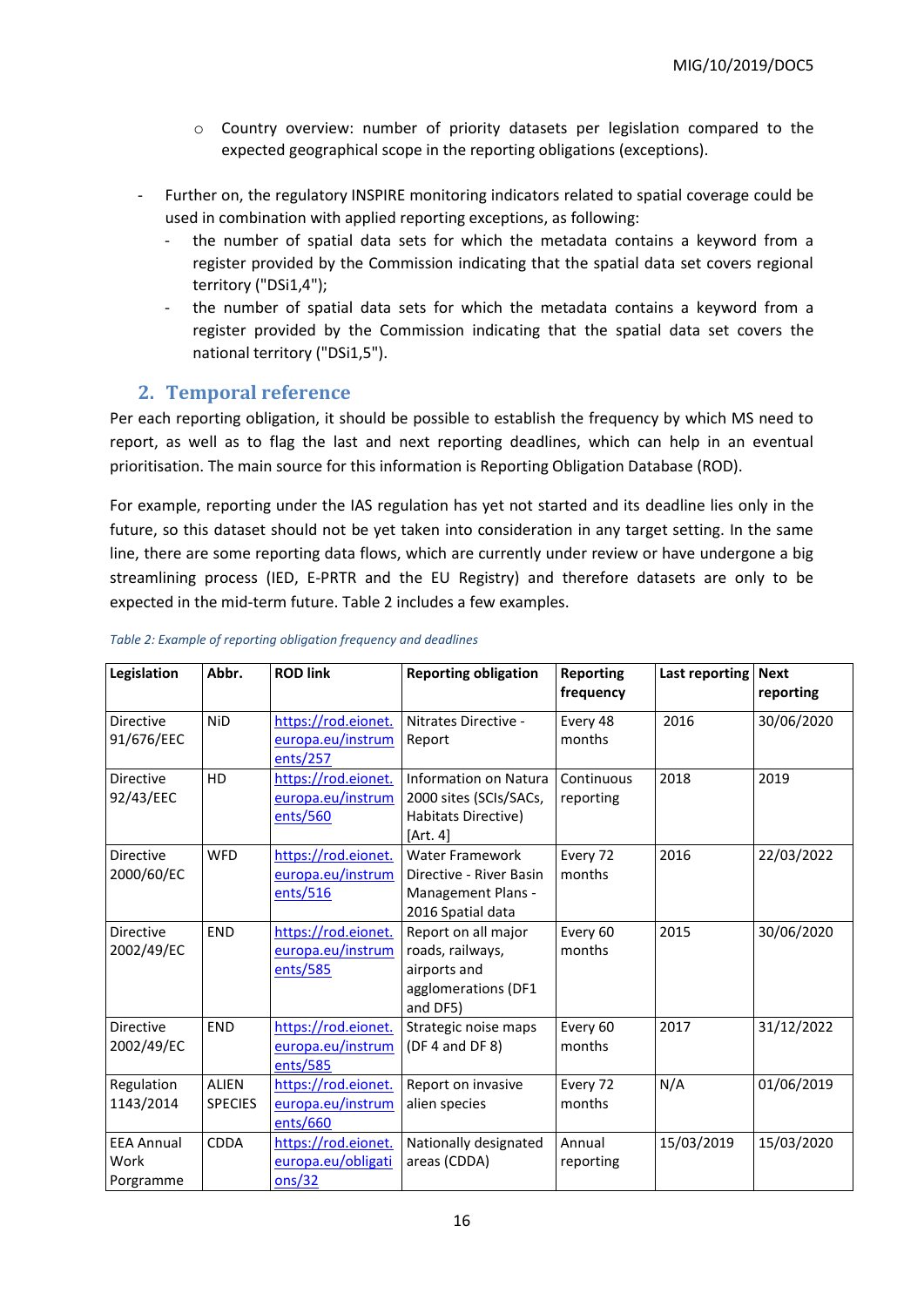- Country overview: number of priority datasets per legislation compared to the expected geographical scope in the reporting obligations (exceptions).

- Further on, the regulatory INSPIRE monitoring indicators related to spatial coverage could be used in combination with applied reporting exceptions, as following:
  - the number of spatial data sets for which the metadata contains a keyword from a register provided by the Commission indicating that the spatial data set covers regional territory ("DSi1,4");
  - the number of spatial data sets for which the metadata contains a keyword from a register provided by the Commission indicating that the spatial data set covers the national territory ("DSi1,5").

## 2. Temporal reference

Per each reporting obligation, it should be possible to establish the frequency by which MS need to report, as well as to flag the last and next reporting deadlines, which can help in an eventual prioritisation. The main source for this information is Reporting Obligation Database (ROD).

For example, reporting under the IAS regulation has yet not started and its deadline lies only in the future, so this dataset should not be yet taken into consideration in any target setting. In the same line, there are some reporting data flows, which are currently under review or have undergone a big streamlining process (IED, E-PRTR and the EU Registry) and therefore datasets are only to be expected in the mid-term future. Table 2 includes a few examples.

*Table 2: Example of reporting obligation frequency and deadlines*

| Legislation | Abbr. | ROD link | Reporting obligation | Reporting frequency | Last reporting | Next reporting |
|---|---|---|---|---|---|---|
| Directive 91/676/EEC | NiD | https://rod.eionet.europa.eu/instruments/257 | Nitrates Directive - Report | Every 48 months | 2016 | 30/06/2020 |
| Directive 92/43/EEC | HD | https://rod.eionet.europa.eu/instruments/560 | Information on Natura 2000 sites (SCIs/SACs, Habitats Directive) [Art. 4] | Continuous reporting | 2018 | 2019 |
| Directive 2000/60/EC | WFD | https://rod.eionet.europa.eu/instruments/516 | Water Framework Directive - River Basin Management Plans - 2016 Spatial data | Every 72 months | 2016 | 22/03/2022 |
| Directive 2002/49/EC | END | https://rod.eionet.europa.eu/instruments/585 | Report on all major roads, railways, airports and agglomerations (DF1 and DF5) | Every 60 months | 2015 | 30/06/2020 |
| Directive 2002/49/EC | END | https://rod.eionet.europa.eu/instruments/585 | Strategic noise maps (DF 4 and DF 8) | Every 60 months | 2017 | 31/12/2022 |
| Regulation 1143/2014 | ALIEN SPECIES | https://rod.eionet.europa.eu/instruments/660 | Report on invasive alien species | Every 72 months | N/A | 01/06/2019 |
| EEA Annual Work Porgramme | CDDA | https://rod.eionet.europa.eu/obligations/32 | Nationally designated areas (CDDA) | Annual reporting | 15/03/2019 | 15/03/2020 |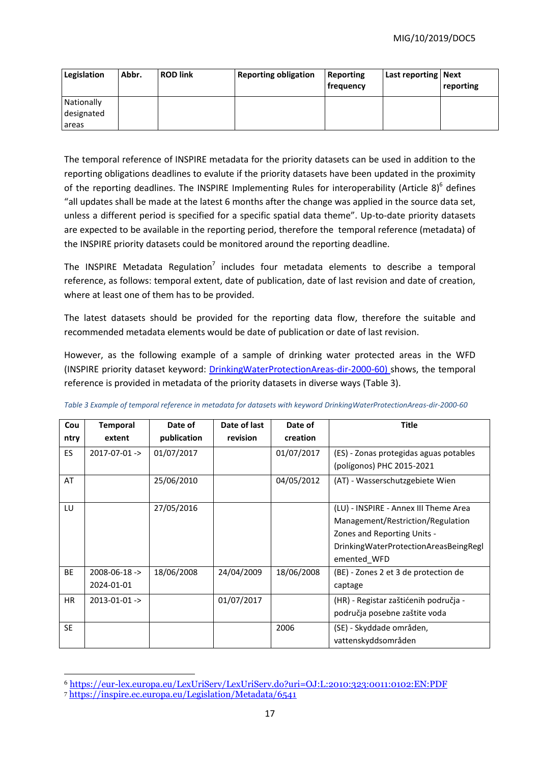| Legislation | Abbr. | ROD link | Reporting obligation | Reporting frequency | Last reporting | Next reporting |
| --- | --- | --- | --- | --- | --- | --- |
| Nationally designated areas | | | | | | |

The temporal reference of INSPIRE metadata for the priority datasets can be used in addition to the reporting obligations deadlines to evalute if the priority datasets have been updated in the proximity of the reporting deadlines. The INSPIRE Implementing Rules for interoperability (Article 8)[6] defines “all updates shall be made at the latest 6 months after the change was applied in the source data set, unless a different period is specified for a specific spatial data theme”. Up-to-date priority datasets are expected to be available in the reporting period, therefore the temporal reference (metadata) of the INSPIRE priority datasets could be monitored around the reporting deadline.

The INSPIRE Metadata Regulation[7] includes four metadata elements to describe a temporal reference, as follows: temporal extent, date of publication, date of last revision and date of creation, where at least one of them has to be provided.

The latest datasets should be provided for the reporting data flow, therefore the suitable and recommended metadata elements would be date of publication or date of last revision.

However, as the following example of a sample of drinking water protected areas in the WFD (INSPIRE priority dataset keyword: [DrinkingWaterProtectionAreas-dir-2000-60)](DrinkingWaterProtectionAreas-dir-2000-60) shows, the temporal reference is provided in metadata of the priority datasets in diverse ways (Table 3).

*Table 3 Example of temporal reference in metadata for datasets with keyword DrinkingWaterProtectionAreas-dir-2000-60*

| Country | Temporal extent | Date of publication | Date of last revision | Date of creation | Title |
| --- | --- | --- | --- | --- | --- |
| ES | 2017-07-01 -> | 01/07/2017 | | 01/07/2017 | (ES) - Zonas protegidas aguas potables (polígonos) PHC 2015-2021 |
| AT | | 25/06/2010 | | 04/05/2012 | (AT) - Wasserschutzgebiete Wien |
| LU | | 27/05/2016 | | | (LU) - INSPIRE - Annex III Theme Area Management/Restriction/Regulation Zones and Reporting Units - DrinkingWaterProtectionAreasBeingReglemented_WFD |
| BE | 2008-06-18 -> 2024-01-01 | 18/06/2008 | 24/04/2009 | 18/06/2008 | (BE) - Zones 2 et 3 de protection de captage |
| HR | 2013-01-01 -> | | 01/07/2017 | | (HR) - Registar zaštićenih područja - područja posebne zaštite voda |
| SE | | | | 2006 | (SE) - Skyddade områden, vattenskyddsområden |

[6] https://eur-lex.europa.eu/LexUriServ/LexUriServ.do?uri=OJ:L:2010:323:0011:0102:EN:PDF

[7] https://inspire.ec.europa.eu/Legislation/Metadata/6541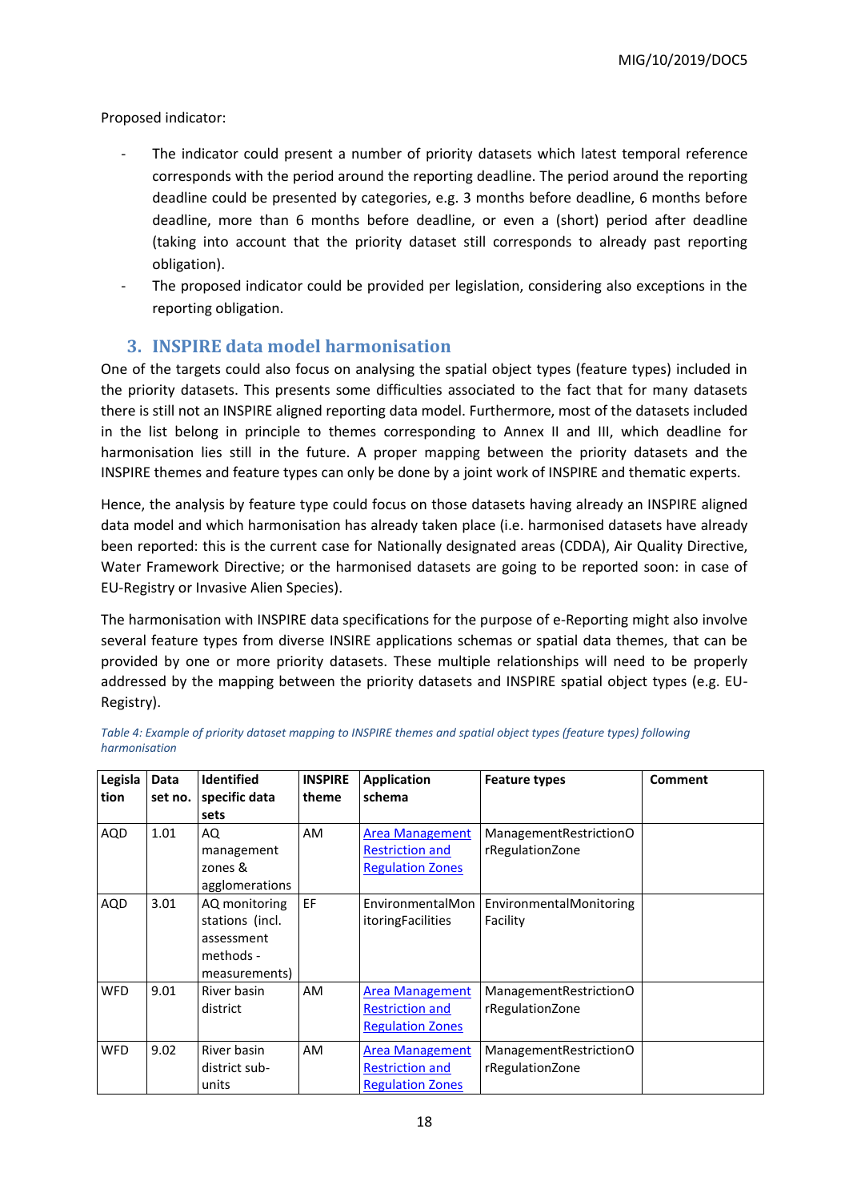Proposed indicator:

- The indicator could present a number of priority datasets which latest temporal reference corresponds with the period around the reporting deadline. The period around the reporting deadline could be presented by categories, e.g. 3 months before deadline, 6 months before deadline, more than 6 months before deadline, or even a (short) period after deadline (taking into account that the priority dataset still corresponds to already past reporting obligation).
- The proposed indicator could be provided per legislation, considering also exceptions in the reporting obligation.

## 3. INSPIRE data model harmonisation

One of the targets could also focus on analysing the spatial object types (feature types) included in the priority datasets. This presents some difficulties associated to the fact that for many datasets there is still not an INSPIRE aligned reporting data model. Furthermore, most of the datasets included in the list belong in principle to themes corresponding to Annex II and III, which deadline for harmonisation lies still in the future. A proper mapping between the priority datasets and the INSPIRE themes and feature types can only be done by a joint work of INSPIRE and thematic experts.

Hence, the analysis by feature type could focus on those datasets having already an INSPIRE aligned data model and which harmonisation has already taken place (i.e. harmonised datasets have already been reported: this is the current case for Nationally designated areas (CDDA), Air Quality Directive, Water Framework Directive; or the harmonised datasets are going to be reported soon: in case of EU-Registry or Invasive Alien Species).

The harmonisation with INSPIRE data specifications for the purpose of e-Reporting might also involve several feature types from diverse INSIRE applications schemas or spatial data themes, that can be provided by one or more priority datasets. These multiple relationships will need to be properly addressed by the mapping between the priority datasets and INSPIRE spatial object types (e.g. EU-Registry).

*Table 4: Example of priority dataset mapping to INSPIRE themes and spatial object types (feature types) following harmonisation*

| Legislation | Data set no. | Identified specific data sets | INSPIRE theme | Application schema | Feature types | Comment |
|---|---|---|---|---|---|---|
| AQD | 1.01 | AQ management zones & agglomerations | AM | Area Management Restriction and Regulation Zones | ManagementRestrictionOrRegulationZone | |
| AQD | 3.01 | AQ monitoring stations (incl. assessment methods - measurements) | EF | EnvironmentalMonitoringFacilities | EnvironmentalMonitoringFacility | |
| WFD | 9.01 | River basin district | AM | Area Management Restriction and Regulation Zones | ManagementRestrictionOrRegulationZone | |
| WFD | 9.02 | River basin district sub-units | AM | Area Management Restriction and Regulation Zones | ManagementRestrictionOrRegulationZone | |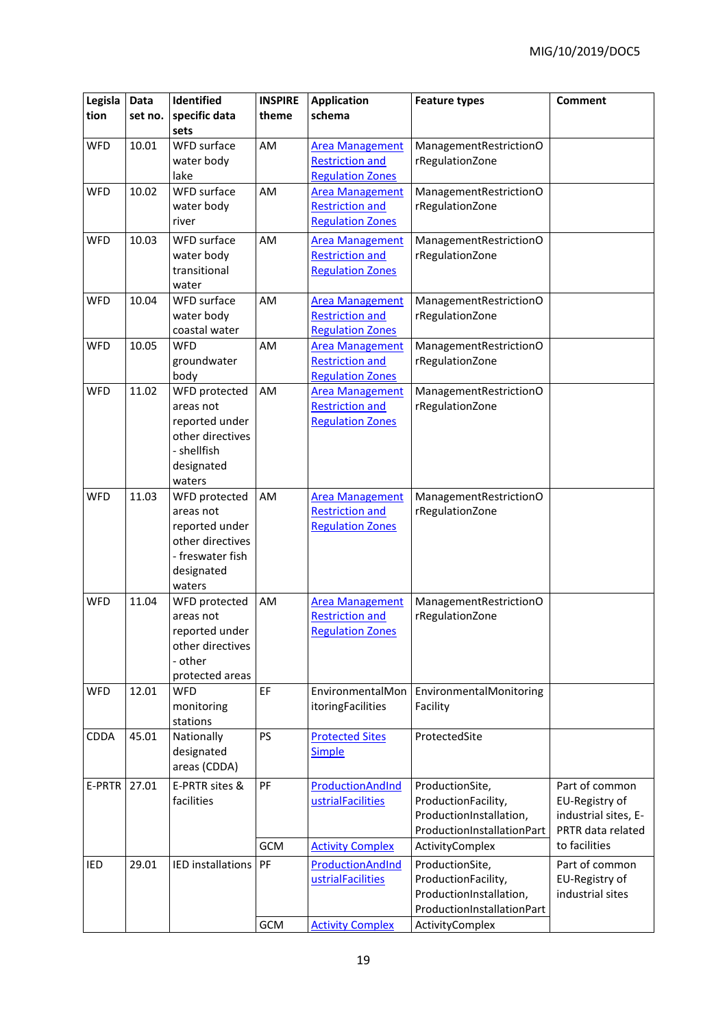| Legislation | Data set no. | Identified specific data sets | INSPIRE theme | Application schema | Feature types | Comment |
|---|---|---|---|---|---|---|
| WFD | 10.01 | WFD surface water body lake | AM | Area Management Restriction and Regulation Zones | ManagementRestrictionOrRegulationZone | |
| WFD | 10.02 | WFD surface water body river | AM | Area Management Restriction and Regulation Zones | ManagementRestrictionOrRegulationZone | |
| WFD | 10.03 | WFD surface water body transitional water | AM | Area Management Restriction and Regulation Zones | ManagementRestrictionOrRegulationZone | |
| WFD | 10.04 | WFD surface water body coastal water | AM | Area Management Restriction and Regulation Zones | ManagementRestrictionOrRegulationZone | |
| WFD | 10.05 | WFD groundwater body | AM | Area Management Restriction and Regulation Zones | ManagementRestrictionOrRegulationZone | |
| WFD | 11.02 | WFD protected areas not reported under other directives - shellfish designated waters | AM | Area Management Restriction and Regulation Zones | ManagementRestrictionOrRegulationZone | |
| WFD | 11.03 | WFD protected areas not reported under other directives - freswater fish designated waters | AM | Area Management Restriction and Regulation Zones | ManagementRestrictionOrRegulationZone | |
| WFD | 11.04 | WFD protected areas not reported under other directives - other protected areas | AM | Area Management Restriction and Regulation Zones | ManagementRestrictionOrRegulationZone | |
| WFD | 12.01 | WFD monitoring stations | EF | EnvironmentalMonitoringFacilities | EnvironmentalMonitoringFacility | |
| CDDA | 45.01 | Nationally designated areas (CDDA) | PS | Protected Sites Simple | ProtectedSite | |
| E-PRTR | 27.01 | E-PRTR sites & facilities | PF | ProductionAndIndustrialFacilities | ProductionSite, ProductionFacility, ProductionInstallation, ProductionInstallationPart | Part of common EU-Registry of industrial sites, E-PRTR data related to facilities |
| | | | GCM | Activity Complex | ActivityComplex | |
| IED | 29.01 | IED installations | PF | ProductionAndIndustrialFacilities | ProductionSite, ProductionFacility, ProductionInstallation, ProductionInstallationPart | Part of common EU-Registry of industrial sites |
| | | | GCM | Activity Complex | ActivityComplex | |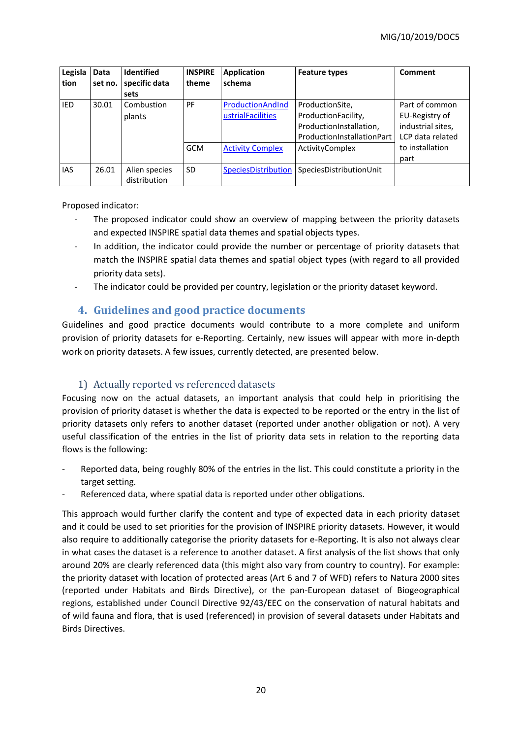| Legislation | Data set no. | Identified specific data sets | INSPIRE theme | Application schema | Feature types | Comment |
|---|---|---|---|---|---|---|
| IED | 30.01 | Combustion plants | PF | ProductionAndIndustrialFacilities | ProductionSite, ProductionFacility, ProductionInstallation, ProductionInstallationPart | Part of common EU-Registry of industrial sites, LCP data related to installation part |
| | | | GCM | Activity Complex | ActivityComplex | |
| IAS | 26.01 | Alien species distribution | SD | SpeciesDistribution | SpeciesDistributionUnit | |

Proposed indicator:

- The proposed indicator could show an overview of mapping between the priority datasets and expected INSPIRE spatial data themes and spatial objects types.
- In addition, the indicator could provide the number or percentage of priority datasets that match the INSPIRE spatial data themes and spatial object types (with regard to all provided priority data sets).
- The indicator could be provided per country, legislation or the priority dataset keyword.

## 4. Guidelines and good practice documents

Guidelines and good practice documents would contribute to a more complete and uniform provision of priority datasets for e-Reporting. Certainly, new issues will appear with more in-depth work on priority datasets. A few issues, currently detected, are presented below.

### 1) Actually reported vs referenced datasets

Focusing now on the actual datasets, an important analysis that could help in prioritising the provision of priority dataset is whether the data is expected to be reported or the entry in the list of priority datasets only refers to another dataset (reported under another obligation or not). A very useful classification of the entries in the list of priority data sets in relation to the reporting data flows is the following:

- Reported data, being roughly 80% of the entries in the list. This could constitute a priority in the target setting.
- Referenced data, where spatial data is reported under other obligations.

This approach would further clarify the content and type of expected data in each priority dataset and it could be used to set priorities for the provision of INSPIRE priority datasets. However, it would also require to additionally categorise the priority datasets for e-Reporting. It is also not always clear in what cases the dataset is a reference to another dataset. A first analysis of the list shows that only around 20% are clearly referenced data (this might also vary from country to country). For example: the priority dataset with location of protected areas (Art 6 and 7 of WFD) refers to Natura 2000 sites (reported under Habitats and Birds Directive), or the pan-European dataset of Biogeographical regions, established under Council Directive 92/43/EEC on the conservation of natural habitats and of wild fauna and flora, that is used (referenced) in provision of several datasets under Habitats and Birds Directives.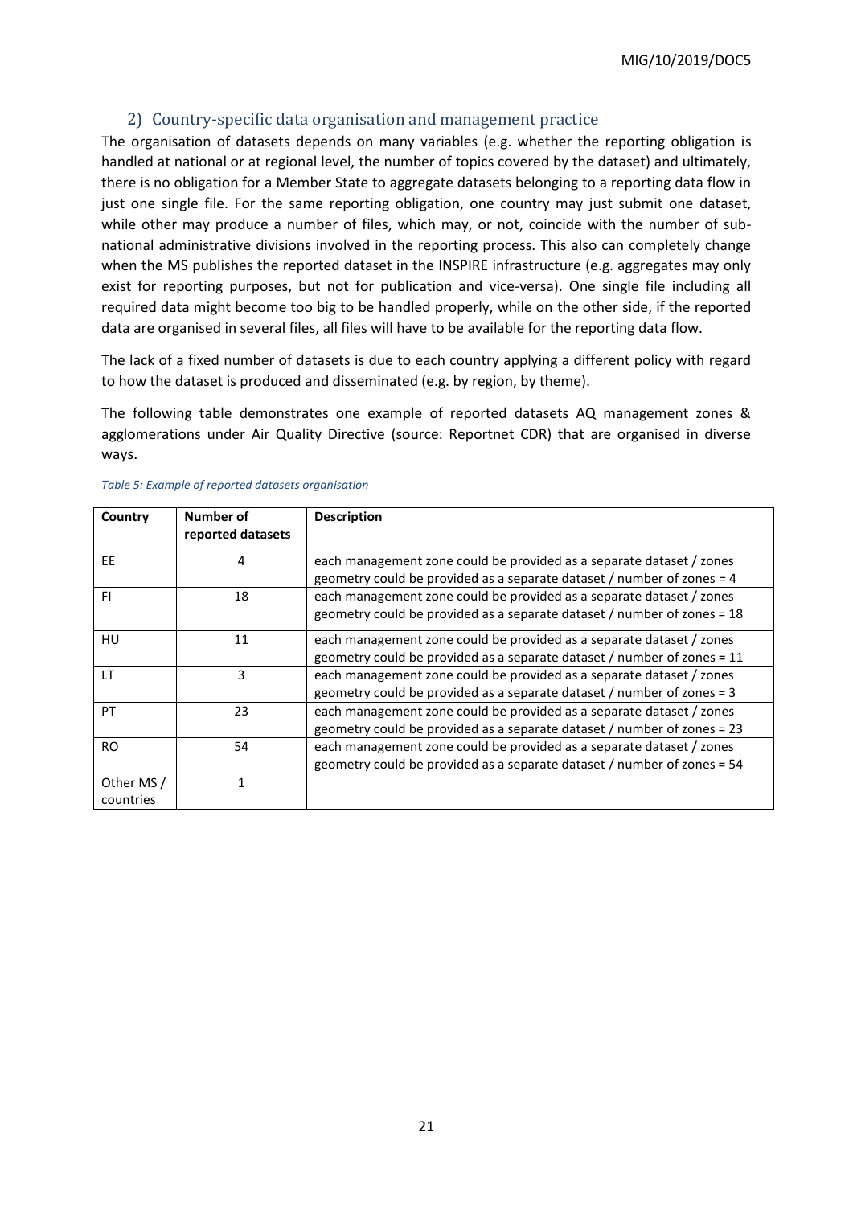## 2) Country-specific data organisation and management practice

The organisation of datasets depends on many variables (e.g. whether the reporting obligation is handled at national or at regional level, the number of topics covered by the dataset) and ultimately, there is no obligation for a Member State to aggregate datasets belonging to a reporting data flow in just one single file. For the same reporting obligation, one country may just submit one dataset, while other may produce a number of files, which may, or not, coincide with the number of sub-national administrative divisions involved in the reporting process. This also can completely change when the MS publishes the reported dataset in the INSPIRE infrastructure (e.g. aggregates may only exist for reporting purposes, but not for publication and vice-versa). One single file including all required data might become too big to be handled properly, while on the other side, if the reported data are organised in several files, all files will have to be available for the reporting data flow.

The lack of a fixed number of datasets is due to each country applying a different policy with regard to how the dataset is produced and disseminated (e.g. by region, by theme).

The following table demonstrates one example of reported datasets AQ management zones & agglomerations under Air Quality Directive (source: Reportnet CDR) that are organised in diverse ways.

*Table 5: Example of reported datasets organisation*

| Country | Number of reported datasets | Description |
| --- | --- | --- |
| EE | 4 | each management zone could be provided as a separate dataset / zones geometry could be provided as a separate dataset / number of zones = 4 |
| FI | 18 | each management zone could be provided as a separate dataset / zones geometry could be provided as a separate dataset / number of zones = 18 |
| HU | 11 | each management zone could be provided as a separate dataset / zones geometry could be provided as a separate dataset / number of zones = 11 |
| LT | 3 | each management zone could be provided as a separate dataset / zones geometry could be provided as a separate dataset / number of zones = 3 |
| PT | 23 | each management zone could be provided as a separate dataset / zones geometry could be provided as a separate dataset / number of zones = 23 |
| RO | 54 | each management zone could be provided as a separate dataset / zones geometry could be provided as a separate dataset / number of zones = 54 |
| Other MS / countries | 1 | |